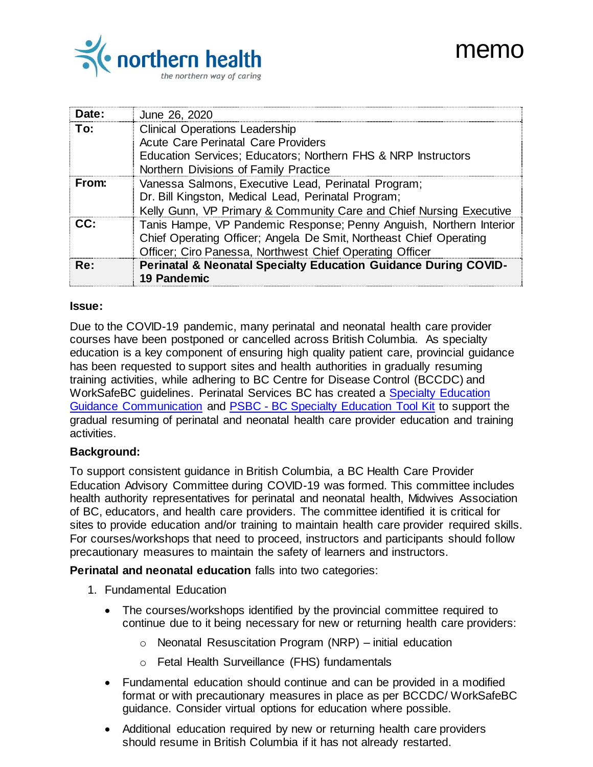northern health
*the northern way of caring*

# memo

| | |
|---|---|
| **Date:** | June 26, 2020 |
| **To:** | Clinical Operations Leadership<br>Acute Care Perinatal Care Providers<br>Education Services; Educators; Northern FHS & NRP Instructors<br>Northern Divisions of Family Practice |
| **From:** | Vanessa Salmons, Executive Lead, Perinatal Program;<br>Dr. Bill Kingston, Medical Lead, Perinatal Program;<br>Kelly Gunn, VP Primary & Community Care and Chief Nursing Executive |
| **CC:** | Tanis Hampe, VP Pandemic Response; Penny Anguish, Northern Interior Chief Operating Officer; Angela De Smit, Northeast Chief Operating Officer; Ciro Panessa, Northwest Chief Operating Officer |
| **Re:** | **Perinatal & Neonatal Specialty Education Guidance During COVID-19 Pandemic** |

**Issue:**

Due to the COVID-19 pandemic, many perinatal and neonatal health care provider courses have been postponed or cancelled across British Columbia. As specialty education is a key component of ensuring high quality patient care, provincial guidance has been requested to support sites and health authorities in gradually resuming training activities, while adhering to BC Centre for Disease Control (BCCDC) and WorkSafeBC guidelines. Perinatal Services BC has created a Specialty Education Guidance Communication and PSBC - BC Specialty Education Tool Kit to support the gradual resuming of perinatal and neonatal health care provider education and training activities.

**Background:**

To support consistent guidance in British Columbia, a BC Health Care Provider Education Advisory Committee during COVID-19 was formed. This committee includes health authority representatives for perinatal and neonatal health, Midwives Association of BC, educators, and health care providers. The committee identified it is critical for sites to provide education and/or training to maintain health care provider required skills. For courses/workshops that need to proceed, instructors and participants should follow precautionary measures to maintain the safety of learners and instructors.

**Perinatal and neonatal education** falls into two categories:

1. Fundamental Education
   - The courses/workshops identified by the provincial committee required to continue due to it being necessary for new or returning health care providers:
     - Neonatal Resuscitation Program (NRP) – initial education
     - Fetal Health Surveillance (FHS) fundamentals
   - Fundamental education should continue and can be provided in a modified format or with precautionary measures in place as per BCCDC/ WorkSafeBC guidance. Consider virtual options for education where possible.
   - Additional education required by new or returning health care providers should resume in British Columbia if it has not already restarted.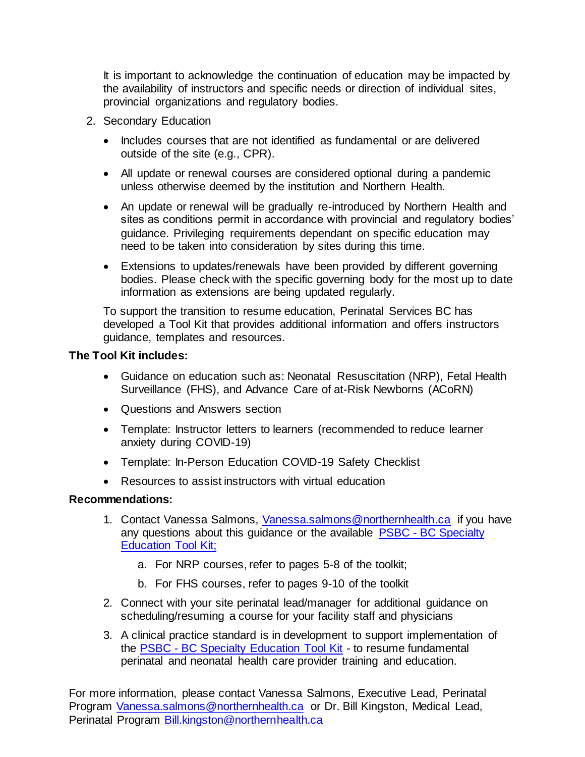It is important to acknowledge the continuation of education may be impacted by the availability of instructors and specific needs or direction of individual sites, provincial organizations and regulatory bodies.

2. Secondary Education

   - Includes courses that are not identified as fundamental or are delivered outside of the site (e.g., CPR).
   - All update or renewal courses are considered optional during a pandemic unless otherwise deemed by the institution and Northern Health.
   - An update or renewal will be gradually re-introduced by Northern Health and sites as conditions permit in accordance with provincial and regulatory bodies' guidance. Privileging requirements dependant on specific education may need to be taken into consideration by sites during this time.
   - Extensions to updates/renewals have been provided by different governing bodies. Please check with the specific governing body for the most up to date information as extensions are being updated regularly.

   To support the transition to resume education, Perinatal Services BC has developed a Tool Kit that provides additional information and offers instructors guidance, templates and resources.

**The Tool Kit includes:**

- Guidance on education such as: Neonatal Resuscitation (NRP), Fetal Health Surveillance (FHS), and Advance Care of at-Risk Newborns (ACoRN)
- Questions and Answers section
- Template: Instructor letters to learners (recommended to reduce learner anxiety during COVID-19)
- Template: In-Person Education COVID-19 Safety Checklist
- Resources to assist instructors with virtual education

**Recommendations:**

1. Contact Vanessa Salmons, [Vanessa.salmons@northernhealth.ca](mailto:Vanessa.salmons@northernhealth.ca) if you have any questions about this guidance or the available PSBC - BC Specialty Education Tool Kit;
   a. For NRP courses, refer to pages 5-8 of the toolkit;
   b. For FHS courses, refer to pages 9-10 of the toolkit
2. Connect with your site perinatal lead/manager for additional guidance on scheduling/resuming a course for your facility staff and physicians
3. A clinical practice standard is in development to support implementation of the PSBC - BC Specialty Education Tool Kit - to resume fundamental perinatal and neonatal health care provider training and education.

For more information, please contact Vanessa Salmons, Executive Lead, Perinatal Program [Vanessa.salmons@northernhealth.ca](mailto:Vanessa.salmons@northernhealth.ca) or Dr. Bill Kingston, Medical Lead, Perinatal Program [Bill.kingston@northernhealth.ca](mailto:Bill.kingston@northernhealth.ca)